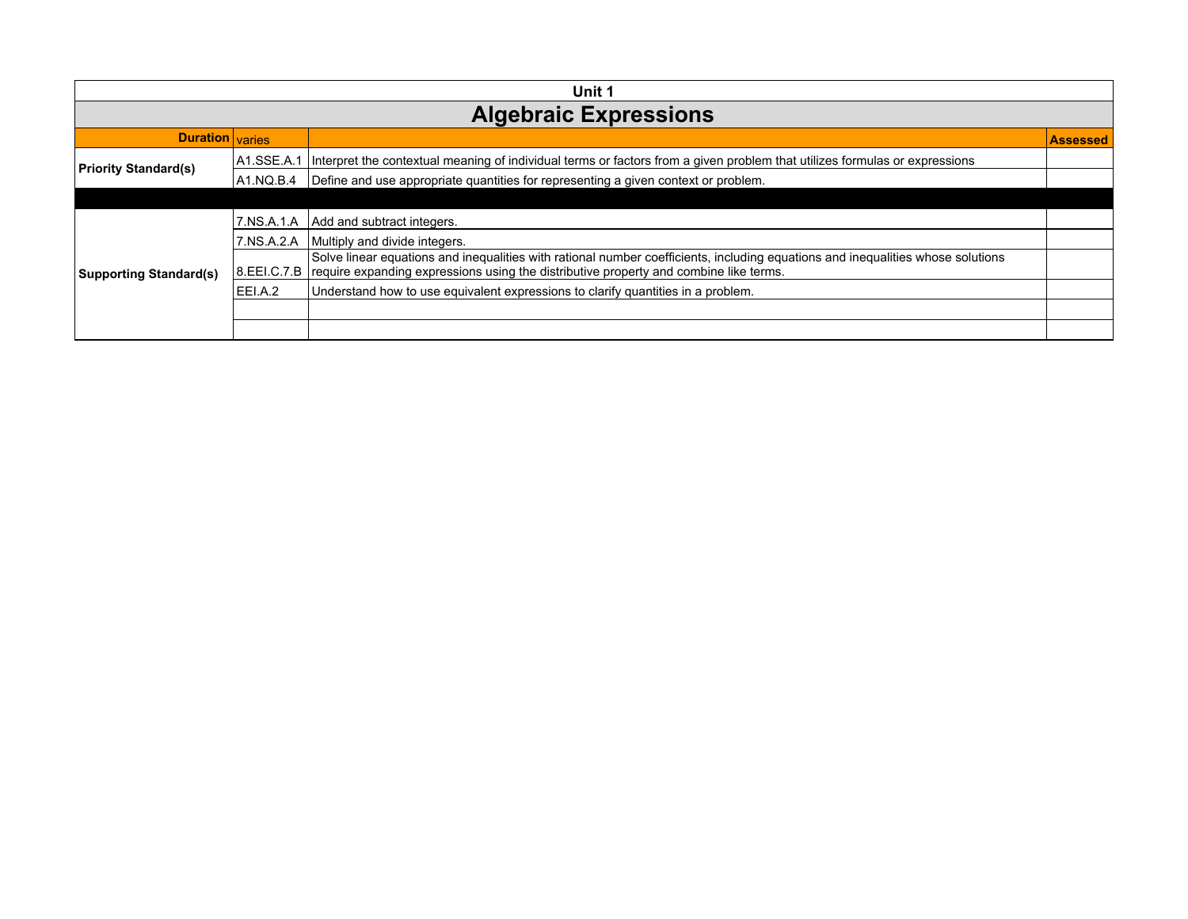**Unit 1**

# Algebraic Expressions

| **Duration** | varies | | **Assessed** |
|---|---|---|---|
| **Priority Standard(s)** | A1.SSE.A.1 | Interpret the contextual meaning of individual terms or factors from a given problem that utilizes formulas or expressions | |
| | A1.NQ.B.4 | Define and use appropriate quantities for representing a given context or problem. | |
| | | | |
| **Supporting Standard(s)** | 7.NS.A.1.A | Add and subtract integers. | |
| | 7.NS.A.2.A | Multiply and divide integers. | |
| | 8.EEI.C.7.B | Solve linear equations and inequalities with rational number coefficients, including equations and inequalities whose solutions require expanding expressions using the distributive property and combine like terms. | |
| | EEI.A.2 | Understand how to use equivalent expressions to clarify quantities in a problem. | |
| | | | |
| | | | |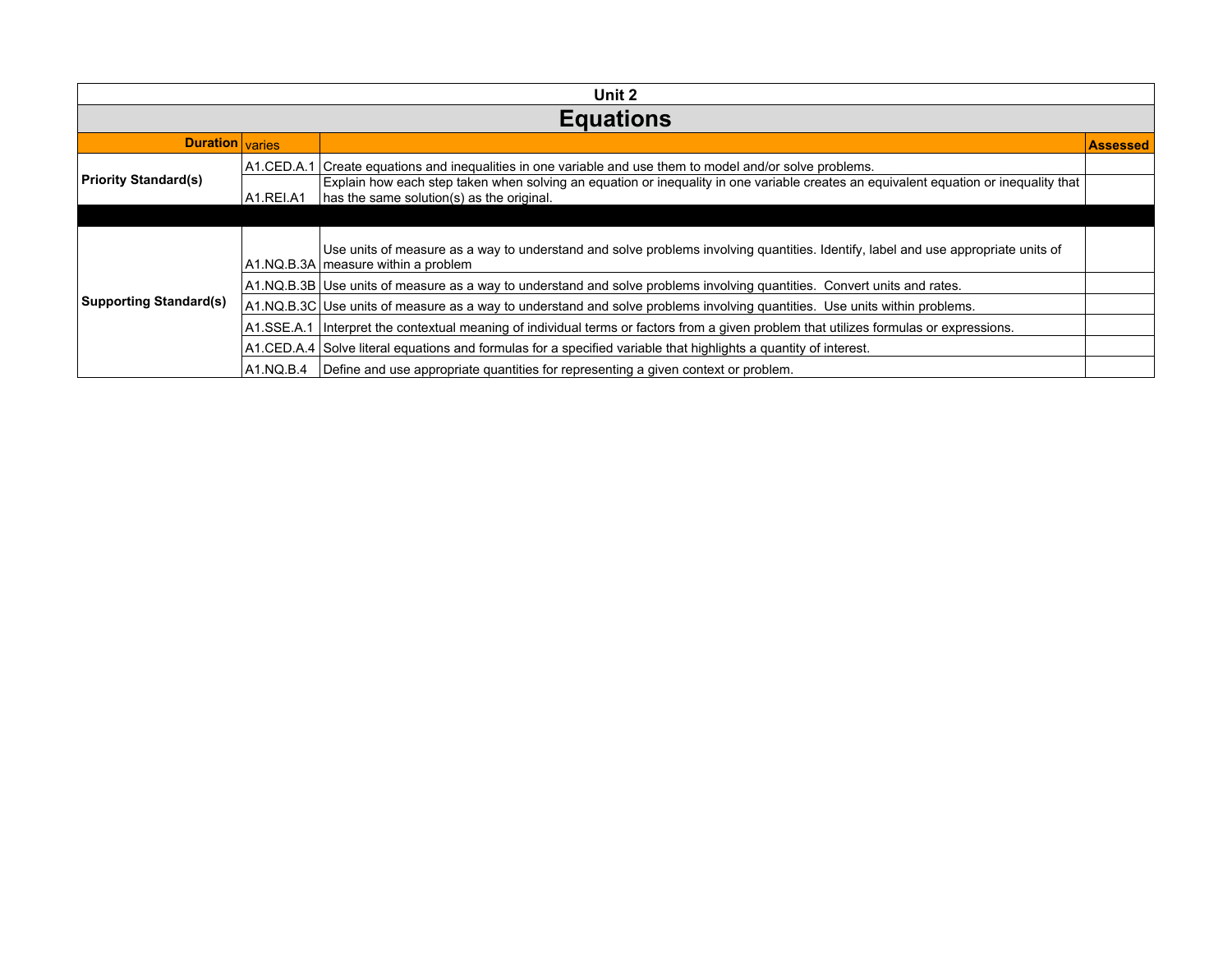## Unit 2

# Equations

| Duration | varies | | Assessed |
|---|---|---|---|
| **Priority Standard(s)** | A1.CED.A.1 | Create equations and inequalities in one variable and use them to model and/or solve problems. | |
| | A1.REI.A1 | Explain how each step taken when solving an equation or inequality in one variable creates an equivalent equation or inequality that has the same solution(s) as the original. | |
| | | | |
| **Supporting Standard(s)** | A1.NQ.B.3A | Use units of measure as a way to understand and solve problems involving quantities. Identify, label and use appropriate units of measure within a problem | |
| | A1.NQ.B.3B | Use units of measure as a way to understand and solve problems involving quantities. Convert units and rates. | |
| | A1.NQ.B.3C | Use units of measure as a way to understand and solve problems involving quantities. Use units within problems. | |
| | A1.SSE.A.1 | Interpret the contextual meaning of individual terms or factors from a given problem that utilizes formulas or expressions. | |
| | A1.CED.A.4 | Solve literal equations and formulas for a specified variable that highlights a quantity of interest. | |
| | A1.NQ.B.4 | Define and use appropriate quantities for representing a given context or problem. | |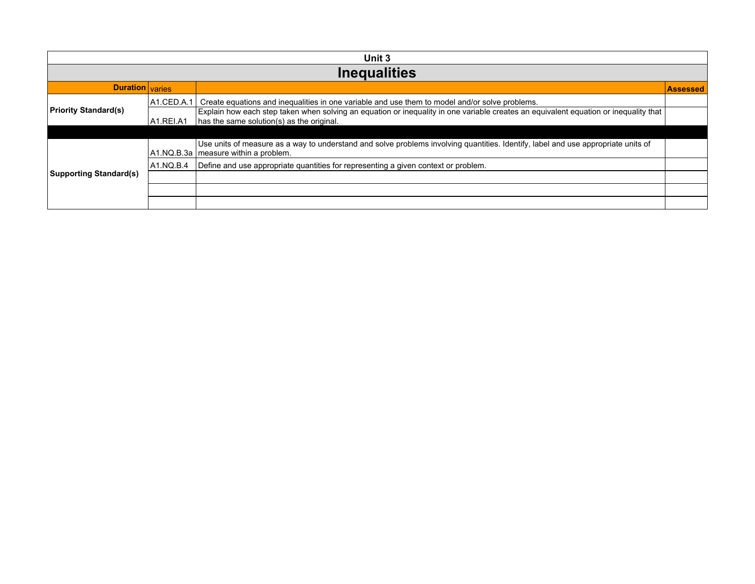Unit 3

# Inequalities

| Duration | varies | | Assessed |
|---|---|---|---|
| Priority Standard(s) | A1.CED.A.1 | Create equations and inequalities in one variable and use them to model and/or solve problems. | |
| | A1.REI.A1 | Explain how each step taken when solving an equation or inequality in one variable creates an equivalent equation or inequality that has the same solution(s) as the original. | |
| | | | |
| Supporting Standard(s) | A1.NQ.B.3a | Use units of measure as a way to understand and solve problems involving quantities. Identify, label and use appropriate units of measure within a problem. | |
| | A1.NQ.B.4 | Define and use appropriate quantities for representing a given context or problem. | |
| | | | |
| | | | |
| | | | |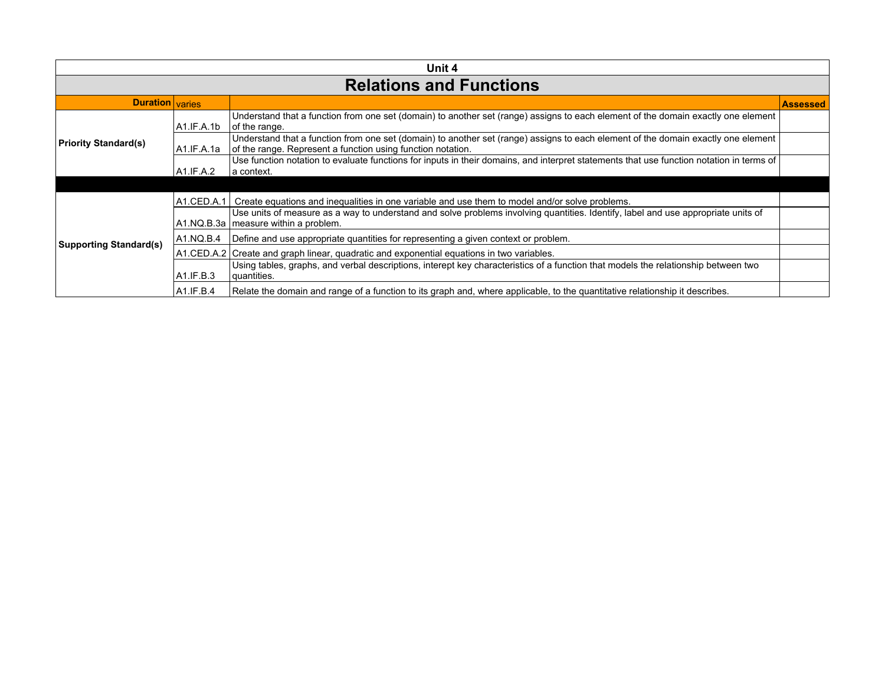| Unit 4 | | | |
|---|---|---|---|
| **Relations and Functions** | | | |
| **Duration** | varies | | **Assessed** |
| **Priority Standard(s)** | A1.IF.A.1b | Understand that a function from one set (domain) to another set (range) assigns to each element of the domain exactly one element of the range. | |
| | A1.IF.A.1a | Understand that a function from one set (domain) to another set (range) assigns to each element of the domain exactly one element of the range. Represent a function using function notation. | |
| | A1.IF.A.2 | Use function notation to evaluate functions for inputs in their domains, and interpret statements that use function notation in terms of a context. | |
| | | | |
| **Supporting Standard(s)** | A1.CED.A.1 | Create equations and inequalities in one variable and use them to model and/or solve problems. | |
| | A1.NQ.B.3a | Use units of measure as a way to understand and solve problems involving quantities. Identify, label and use appropriate units of measure within a problem. | |
| | A1.NQ.B.4 | Define and use appropriate quantities for representing a given context or problem. | |
| | A1.CED.A.2 | Create and graph linear, quadratic and exponential equations in two variables. | |
| | A1.IF.B.3 | Using tables, graphs, and verbal descriptions, interept key characteristics of a function that models the relationship between two quantities. | |
| | A1.IF.B.4 | Relate the domain and range of a function to its graph and, where applicable, to the quantitative relationship it describes. | |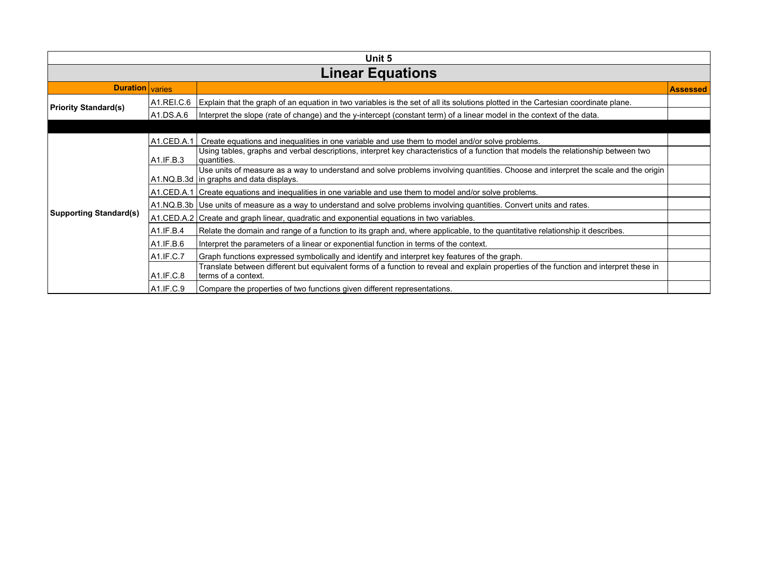## Unit 5

# Linear Equations

| Duration | varies | | Assessed |
|---|---|---|---|
| Priority Standard(s) | A1.REI.C.6 | Explain that the graph of an equation in two variables is the set of all its solutions plotted in the Cartesian coordinate plane. | |
| | A1.DS.A.6 | Interpret the slope (rate of change) and the y-intercept (constant term) of a linear model in the context of the data. | |
| | | | |
| Supporting Standard(s) | A1.CED.A.1 | Create equations and inequalities in one variable and use them to model and/or solve problems. | |
| | A1.IF.B.3 | Using tables, graphs and verbal descriptions, interpret key characteristics of a function that models the relationship between two quantities. | |
| | A1.NQ.B.3d | Use units of measure as a way to understand and solve problems involving quantities. Choose and interpret the scale and the origin in graphs and data displays. | |
| | A1.CED.A.1 | Create equations and inequalities in one variable and use them to model and/or solve problems. | |
| | A1.NQ.B.3b | Use units of measure as a way to understand and solve problems involving quantities. Convert units and rates. | |
| | A1.CED.A.2 | Create and graph linear, quadratic and exponential equations in two variables. | |
| | A1.IF.B.4 | Relate the domain and range of a function to its graph and, where applicable, to the quantitative relationship it describes. | |
| | A1.IF.B.6 | Interpret the parameters of a linear or exponential function in terms of the context. | |
| | A1.IF.C.7 | Graph functions expressed symbolically and identify and interpret key features of the graph. | |
| | A1.IF.C.8 | Translate between different but equivalent forms of a function to reveal and explain properties of the function and interpret these in terms of a context. | |
| | A1.IF.C.9 | Compare the properties of two functions given different representations. | |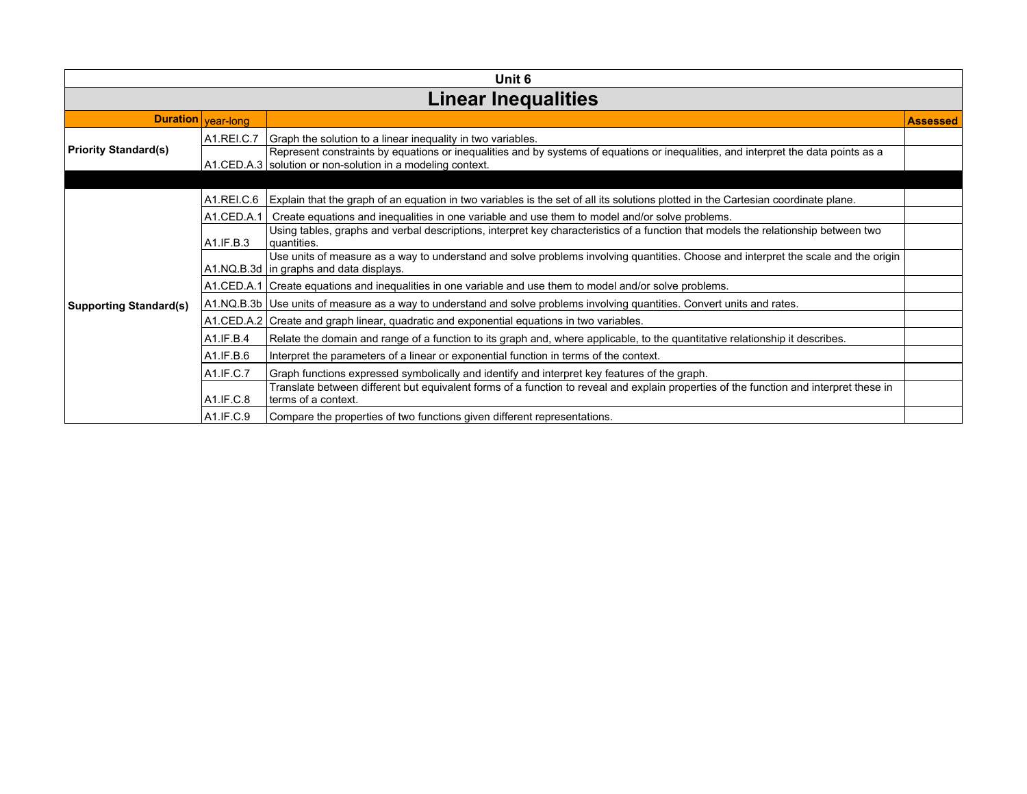## Unit 6

# Linear Inequalities

| | | | |
|---|---|---|---|
| **Duration** | year-long | | **Assessed** |
| **Priority Standard(s)** | A1.REI.C.7 | Graph the solution to a linear inequality in two variables. | |
| | A1.CED.A.3 | Represent constraints by equations or inequalities and by systems of equations or inequalities, and interpret the data points as a solution or non-solution in a modeling context. | |
| | | | |
| **Supporting Standard(s)** | A1.REI.C.6 | Explain that the graph of an equation in two variables is the set of all its solutions plotted in the Cartesian coordinate plane. | |
| | A1.CED.A.1 | Create equations and inequalities in one variable and use them to model and/or solve problems. | |
| | A1.IF.B.3 | Using tables, graphs and verbal descriptions, interpret key characteristics of a function that models the relationship between two quantities. | |
| | A1.NQ.B.3d | Use units of measure as a way to understand and solve problems involving quantities. Choose and interpret the scale and the origin in graphs and data displays. | |
| | A1.CED.A.1 | Create equations and inequalities in one variable and use them to model and/or solve problems. | |
| | A1.NQ.B.3b | Use units of measure as a way to understand and solve problems involving quantities. Convert units and rates. | |
| | A1.CED.A.2 | Create and graph linear, quadratic and exponential equations in two variables. | |
| | A1.IF.B.4 | Relate the domain and range of a function to its graph and, where applicable, to the quantitative relationship it describes. | |
| | A1.IF.B.6 | Interpret the parameters of a linear or exponential function in terms of the context. | |
| | A1.IF.C.7 | Graph functions expressed symbolically and identify and interpret key features of the graph. | |
| | A1.IF.C.8 | Translate between different but equivalent forms of a function to reveal and explain properties of the function and interpret these in terms of a context. | |
| | A1.IF.C.9 | Compare the properties of two functions given different representations. | |